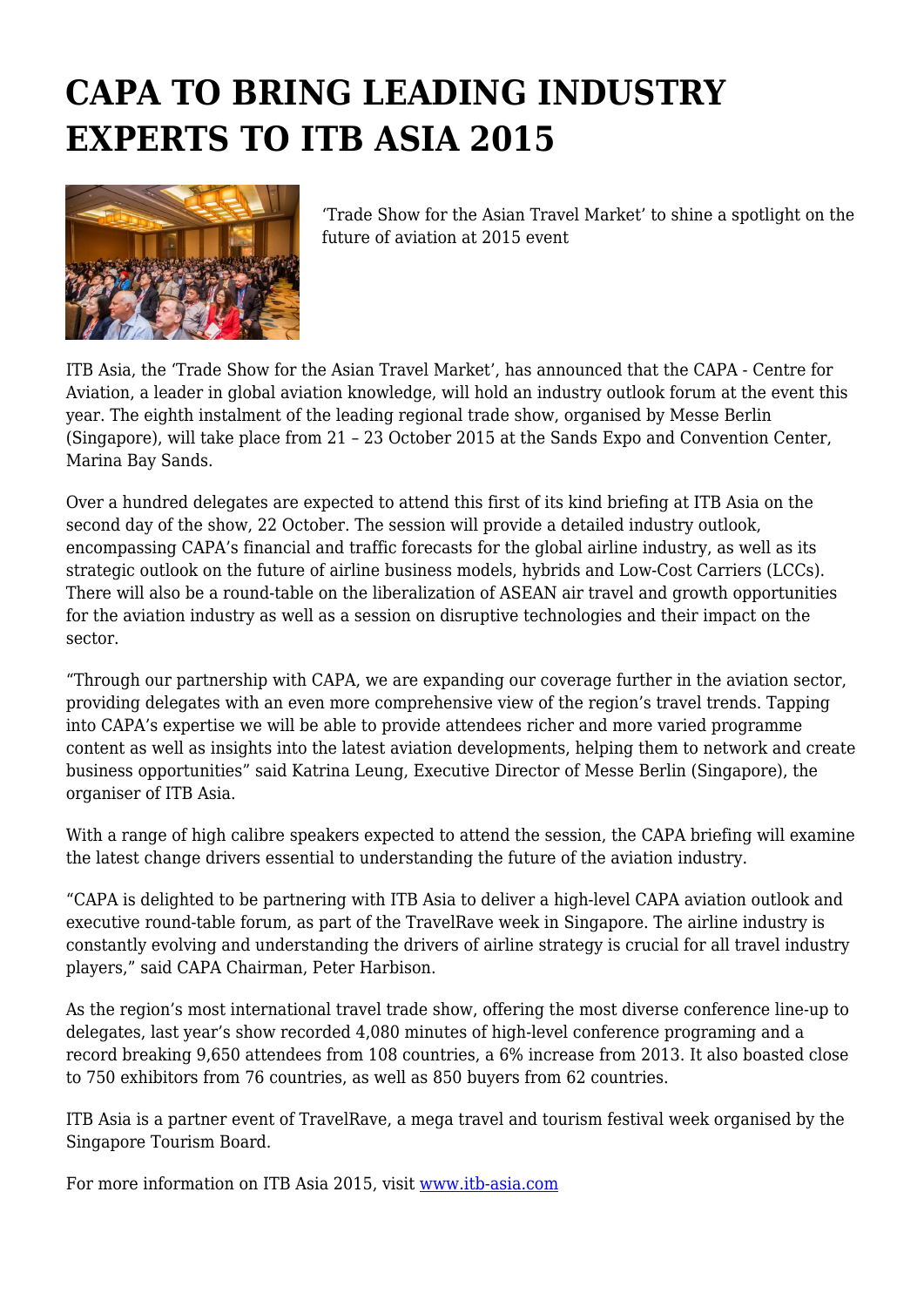# CAPA TO BRING LEADING INDUSTRY EXPERTS TO ITB ASIA 2015

'Trade Show for the Asian Travel Market' to shine a spotlight on the future of aviation at 2015 event

ITB Asia, the 'Trade Show for the Asian Travel Market', has announced that the CAPA - Centre for Aviation, a leader in global aviation knowledge, will hold an industry outlook forum at the event this year. The eighth instalment of the leading regional trade show, organised by Messe Berlin (Singapore), will take place from 21 – 23 October 2015 at the Sands Expo and Convention Center, Marina Bay Sands.

Over a hundred delegates are expected to attend this first of its kind briefing at ITB Asia on the second day of the show, 22 October. The session will provide a detailed industry outlook, encompassing CAPA's financial and traffic forecasts for the global airline industry, as well as its strategic outlook on the future of airline business models, hybrids and Low-Cost Carriers (LCCs). There will also be a round-table on the liberalization of ASEAN air travel and growth opportunities for the aviation industry as well as a session on disruptive technologies and their impact on the sector.

"Through our partnership with CAPA, we are expanding our coverage further in the aviation sector, providing delegates with an even more comprehensive view of the region's travel trends. Tapping into CAPA's expertise we will be able to provide attendees richer and more varied programme content as well as insights into the latest aviation developments, helping them to network and create business opportunities" said Katrina Leung, Executive Director of Messe Berlin (Singapore), the organiser of ITB Asia.

With a range of high calibre speakers expected to attend the session, the CAPA briefing will examine the latest change drivers essential to understanding the future of the aviation industry.

"CAPA is delighted to be partnering with ITB Asia to deliver a high-level CAPA aviation outlook and executive round-table forum, as part of the TravelRave week in Singapore. The airline industry is constantly evolving and understanding the drivers of airline strategy is crucial for all travel industry players," said CAPA Chairman, Peter Harbison.

As the region's most international travel trade show, offering the most diverse conference line-up to delegates, last year's show recorded 4,080 minutes of high-level conference programing and a record breaking 9,650 attendees from 108 countries, a 6% increase from 2013. It also boasted close to 750 exhibitors from 76 countries, as well as 850 buyers from 62 countries.

ITB Asia is a partner event of TravelRave, a mega travel and tourism festival week organised by the Singapore Tourism Board.

For more information on ITB Asia 2015, visit [www.itb-asia.com](http://www.itb-asia.com)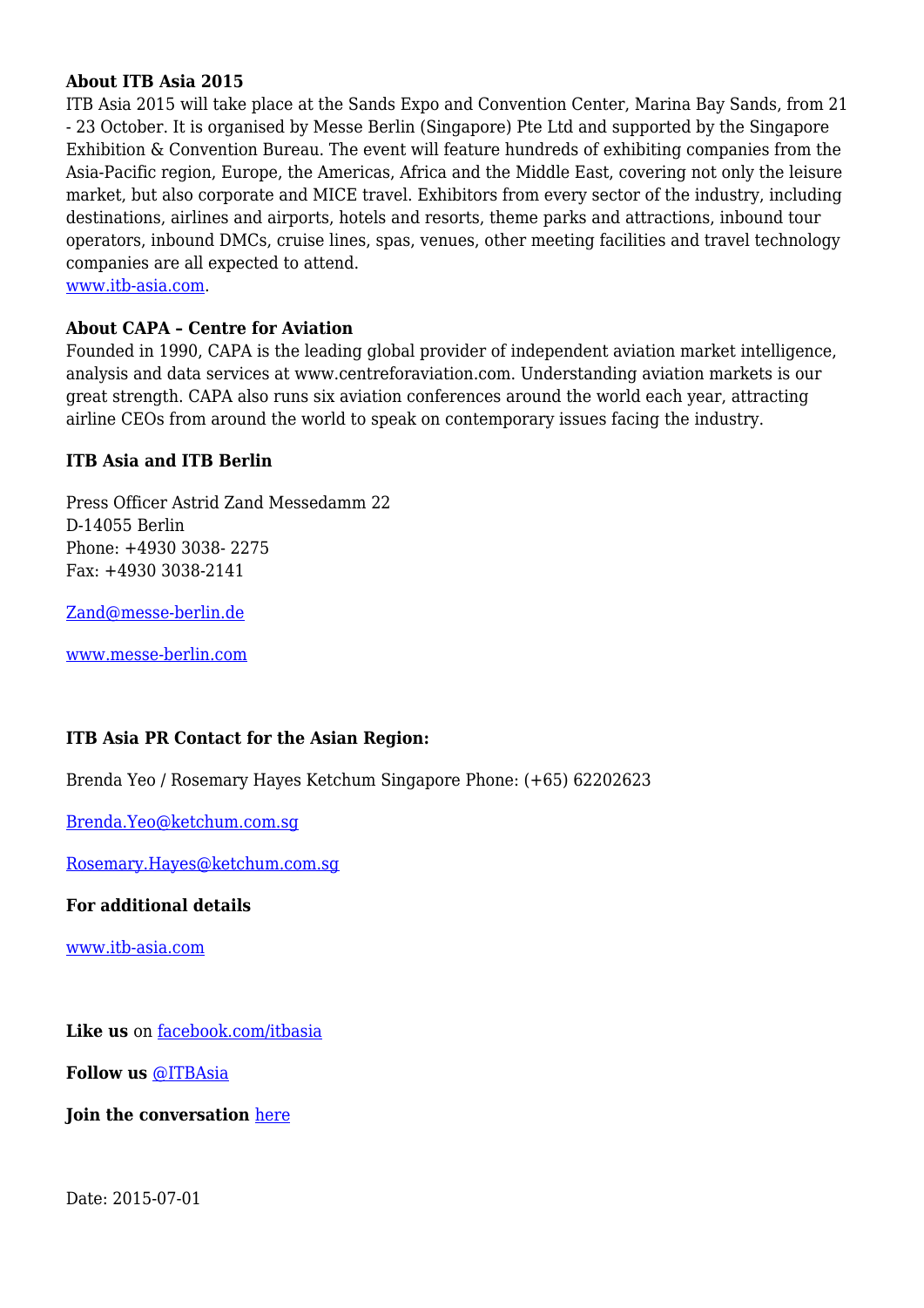**About ITB Asia 2015**

ITB Asia 2015 will take place at the Sands Expo and Convention Center, Marina Bay Sands, from 21 - 23 October. It is organised by Messe Berlin (Singapore) Pte Ltd and supported by the Singapore Exhibition & Convention Bureau. The event will feature hundreds of exhibiting companies from the Asia-Pacific region, Europe, the Americas, Africa and the Middle East, covering not only the leisure market, but also corporate and MICE travel. Exhibitors from every sector of the industry, including destinations, airlines and airports, hotels and resorts, theme parks and attractions, inbound tour operators, inbound DMCs, cruise lines, spas, venues, other meeting facilities and travel technology companies are all expected to attend.
www.itb-asia.com.

**About CAPA – Centre for Aviation**

Founded in 1990, CAPA is the leading global provider of independent aviation market intelligence, analysis and data services at www.centreforaviation.com. Understanding aviation markets is our great strength. CAPA also runs six aviation conferences around the world each year, attracting airline CEOs from around the world to speak on contemporary issues facing the industry.

**ITB Asia and ITB Berlin**

Press Officer Astrid Zand Messedamm 22
D-14055 Berlin
Phone: +4930 3038- 2275
Fax: +4930 3038-2141

Zand@messe-berlin.de

www.messe-berlin.com

**ITB Asia PR Contact for the Asian Region:**

Brenda Yeo / Rosemary Hayes Ketchum Singapore Phone: (+65) 62202623

Brenda.Yeo@ketchum.com.sg

Rosemary.Hayes@ketchum.com.sg

**For additional details**

www.itb-asia.com

**Like us** on facebook.com/itbasia

**Follow us** @ITBAsia

**Join the conversation** here

Date: 2015-07-01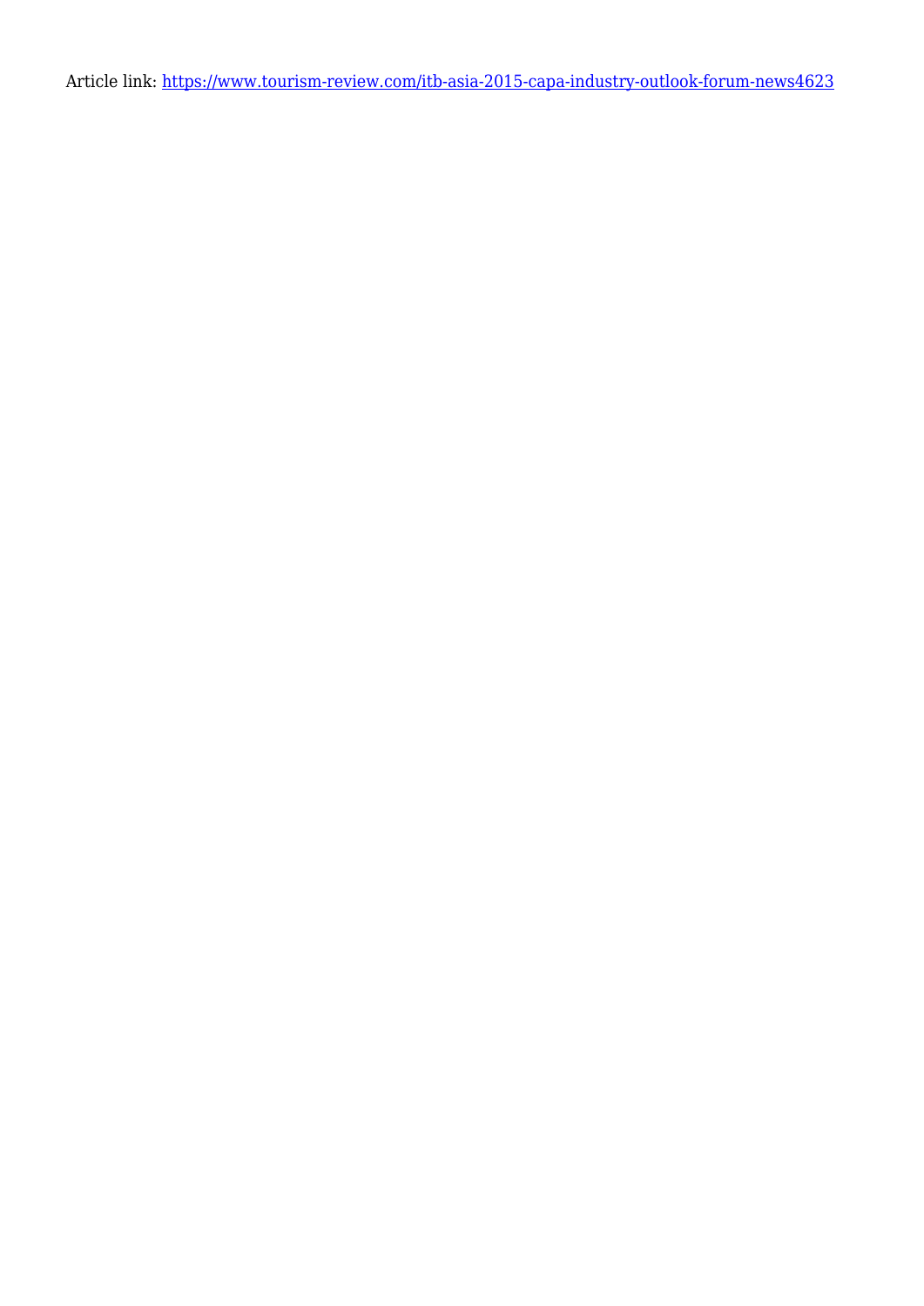Article link: https://www.tourism-review.com/itb-asia-2015-capa-industry-outlook-forum-news4623